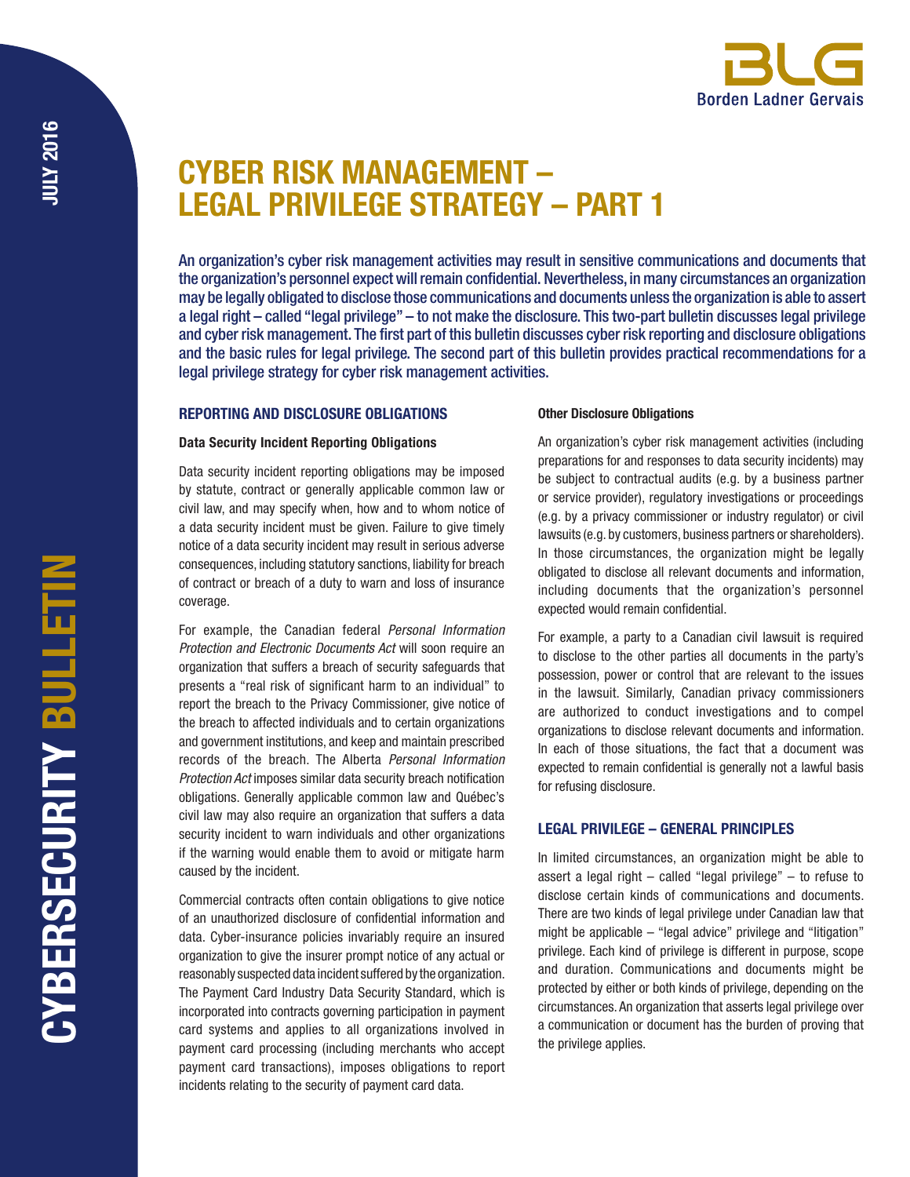# CYBER RISK MANAGEMENT – LEGAL PRIVILEGE STRATEGY – PART 1

**An organization's cyber risk management activities may result in sensitive communications and documents that the organization's personnel expect will remain confidential. Nevertheless, in many circumstances an organization may be legally obligated to disclose those communications and documents unless the organization is able to assert a legal right – called "legal privilege" – to not make the disclosure. This two-part bulletin discusses legal privilege and cyber risk management. The first part of this bulletin discusses cyber risk reporting and disclosure obligations and the basic rules for legal privilege. The second part of this bulletin provides practical recommendations for a legal privilege strategy for cyber risk management activities.**

## REPORTING AND DISCLOSURE OBLIGATIONS

### Data Security Incident Reporting Obligations

Data security incident reporting obligations may be imposed by statute, contract or generally applicable common law or civil law, and may specify when, how and to whom notice of a data security incident must be given. Failure to give timely notice of a data security incident may result in serious adverse consequences, including statutory sanctions, liability for breach of contract or breach of a duty to warn and loss of insurance coverage.

For example, the Canadian federal *Personal Information Protection and Electronic Documents Act* will soon require an organization that suffers a breach of security safeguards that presents a "real risk of significant harm to an individual" to report the breach to the Privacy Commissioner, give notice of the breach to affected individuals and to certain organizations and government institutions, and keep and maintain prescribed records of the breach. The Alberta *Personal Information Protection Act* imposes similar data security breach notification obligations. Generally applicable common law and Québec's civil law may also require an organization that suffers a data security incident to warn individuals and other organizations if the warning would enable them to avoid or mitigate harm caused by the incident.

Commercial contracts often contain obligations to give notice of an unauthorized disclosure of confidential information and data. Cyber-insurance policies invariably require an insured organization to give the insurer prompt notice of any actual or reasonably suspected data incident suffered by the organization. The Payment Card Industry Data Security Standard, which is incorporated into contracts governing participation in payment card systems and applies to all organizations involved in payment card processing (including merchants who accept payment card transactions), imposes obligations to report incidents relating to the security of payment card data.

### Other Disclosure Obligations

An organization's cyber risk management activities (including preparations for and responses to data security incidents) may be subject to contractual audits (e.g. by a business partner or service provider), regulatory investigations or proceedings (e.g. by a privacy commissioner or industry regulator) or civil lawsuits (e.g. by customers, business partners or shareholders). In those circumstances, the organization might be legally obligated to disclose all relevant documents and information, including documents that the organization's personnel expected would remain confidential.

For example, a party to a Canadian civil lawsuit is required to disclose to the other parties all documents in the party's possession, power or control that are relevant to the issues in the lawsuit. Similarly, Canadian privacy commissioners are authorized to conduct investigations and to compel organizations to disclose relevant documents and information. In each of those situations, the fact that a document was expected to remain confidential is generally not a lawful basis for refusing disclosure.

## LEGAL PRIVILEGE – GENERAL PRINCIPLES

In limited circumstances, an organization might be able to assert a legal right – called "legal privilege" – to refuse to disclose certain kinds of communications and documents. There are two kinds of legal privilege under Canadian law that might be applicable – "legal advice" privilege and "litigation" privilege. Each kind of privilege is different in purpose, scope and duration. Communications and documents might be protected by either or both kinds of privilege, depending on the circumstances. An organization that asserts legal privilege over a communication or document has the burden of proving that the privilege applies.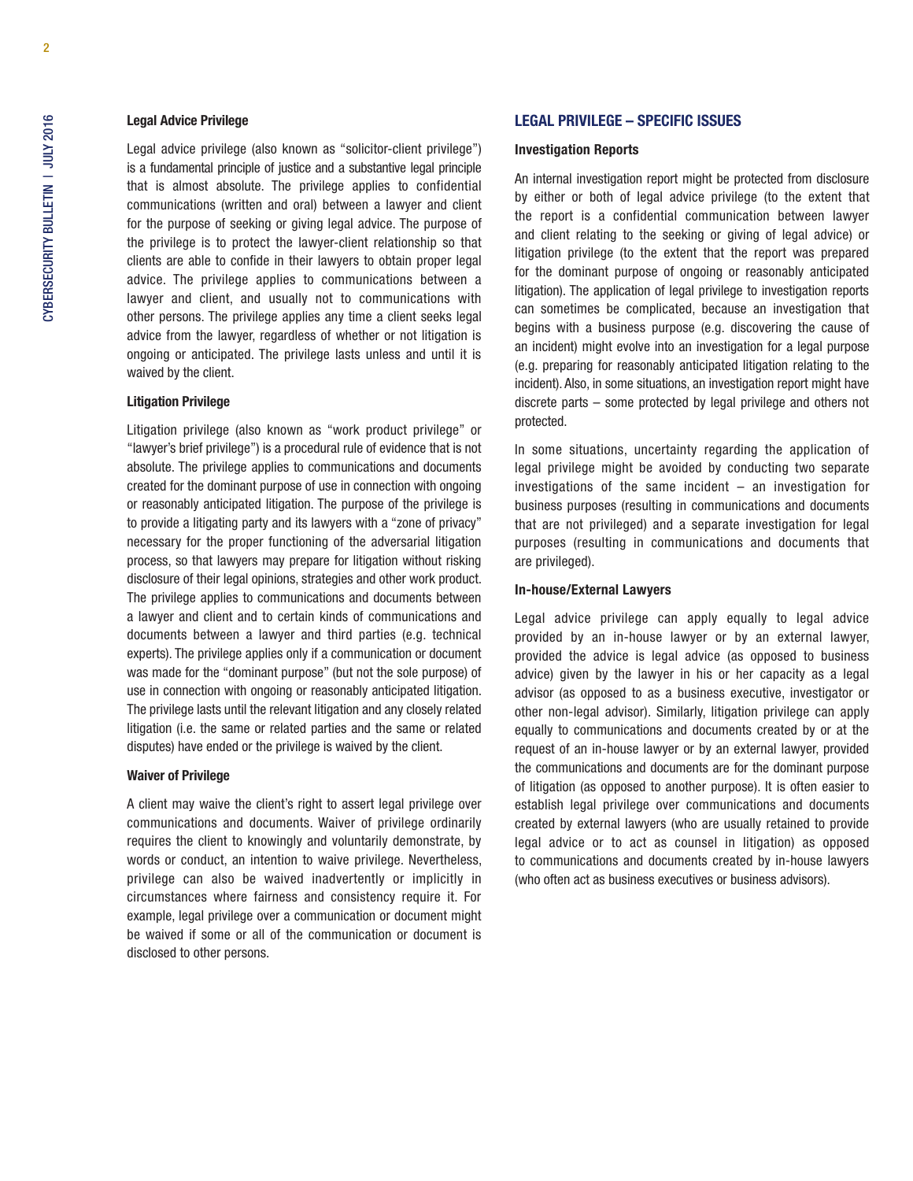### Legal Advice Privilege

Legal advice privilege (also known as "solicitor-client privilege") is a fundamental principle of justice and a substantive legal principle that is almost absolute. The privilege applies to confidential communications (written and oral) between a lawyer and client for the purpose of seeking or giving legal advice. The purpose of the privilege is to protect the lawyer-client relationship so that clients are able to confide in their lawyers to obtain proper legal advice. The privilege applies to communications between a lawyer and client, and usually not to communications with other persons. The privilege applies any time a client seeks legal advice from the lawyer, regardless of whether or not litigation is ongoing or anticipated. The privilege lasts unless and until it is waived by the client.

### Litigation Privilege

Litigation privilege (also known as "work product privilege" or "lawyer's brief privilege") is a procedural rule of evidence that is not absolute. The privilege applies to communications and documents created for the dominant purpose of use in connection with ongoing or reasonably anticipated litigation. The purpose of the privilege is to provide a litigating party and its lawyers with a "zone of privacy" necessary for the proper functioning of the adversarial litigation process, so that lawyers may prepare for litigation without risking disclosure of their legal opinions, strategies and other work product. The privilege applies to communications and documents between a lawyer and client and to certain kinds of communications and documents between a lawyer and third parties (e.g. technical experts). The privilege applies only if a communication or document was made for the "dominant purpose" (but not the sole purpose) of use in connection with ongoing or reasonably anticipated litigation. The privilege lasts until the relevant litigation and any closely related litigation (i.e. the same or related parties and the same or related disputes) have ended or the privilege is waived by the client.

### Waiver of Privilege

A client may waive the client's right to assert legal privilege over communications and documents. Waiver of privilege ordinarily requires the client to knowingly and voluntarily demonstrate, by words or conduct, an intention to waive privilege. Nevertheless, privilege can also be waived inadvertently or implicitly in circumstances where fairness and consistency require it. For example, legal privilege over a communication or document might be waived if some or all of the communication or document is disclosed to other persons.

## LEGAL PRIVILEGE – SPECIFIC ISSUES

### Investigation Reports

An internal investigation report might be protected from disclosure by either or both of legal advice privilege (to the extent that the report is a confidential communication between lawyer and client relating to the seeking or giving of legal advice) or litigation privilege (to the extent that the report was prepared for the dominant purpose of ongoing or reasonably anticipated litigation). The application of legal privilege to investigation reports can sometimes be complicated, because an investigation that begins with a business purpose (e.g. discovering the cause of an incident) might evolve into an investigation for a legal purpose (e.g. preparing for reasonably anticipated litigation relating to the incident). Also, in some situations, an investigation report might have discrete parts – some protected by legal privilege and others not protected.

In some situations, uncertainty regarding the application of legal privilege might be avoided by conducting two separate investigations of the same incident – an investigation for business purposes (resulting in communications and documents that are not privileged) and a separate investigation for legal purposes (resulting in communications and documents that are privileged).

### In-house/External Lawyers

Legal advice privilege can apply equally to legal advice provided by an in-house lawyer or by an external lawyer, provided the advice is legal advice (as opposed to business advice) given by the lawyer in his or her capacity as a legal advisor (as opposed to as a business executive, investigator or other non-legal advisor). Similarly, litigation privilege can apply equally to communications and documents created by or at the request of an in-house lawyer or by an external lawyer, provided the communications and documents are for the dominant purpose of litigation (as opposed to another purpose). It is often easier to establish legal privilege over communications and documents created by external lawyers (who are usually retained to provide legal advice or to act as counsel in litigation) as opposed to communications and documents created by in-house lawyers (who often act as business executives or business advisors).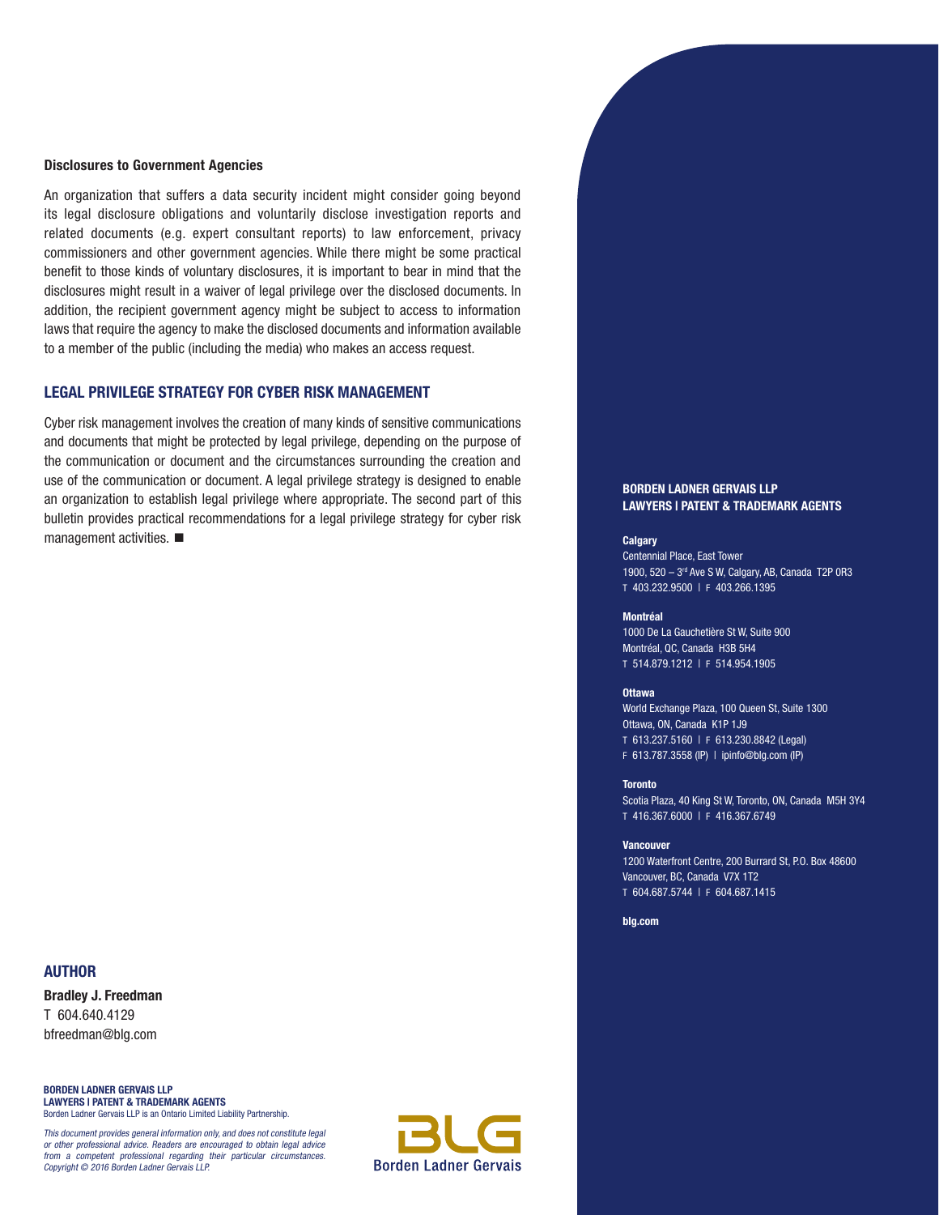### Disclosures to Government Agencies

An organization that suffers a data security incident might consider going beyond its legal disclosure obligations and voluntarily disclose investigation reports and related documents (e.g. expert consultant reports) to law enforcement, privacy commissioners and other government agencies. While there might be some practical benefit to those kinds of voluntary disclosures, it is important to bear in mind that the disclosures might result in a waiver of legal privilege over the disclosed documents. In addition, the recipient government agency might be subject to access to information laws that require the agency to make the disclosed documents and information available to a member of the public (including the media) who makes an access request.

## LEGAL PRIVILEGE STRATEGY FOR CYBER RISK MANAGEMENT

Cyber risk management involves the creation of many kinds of sensitive communications and documents that might be protected by legal privilege, depending on the purpose of the communication or document and the circumstances surrounding the creation and use of the communication or document. A legal privilege strategy is designed to enable an organization to establish legal privilege where appropriate. The second part of this bulletin provides practical recommendations for a legal privilege strategy for cyber risk management activities. ■

## AUTHOR

**Bradley J. Freedman**
T 604.640.4129
bfreedman@blg.com

**BORDEN LADNER GERVAIS LLP**
**LAWYERS | PATENT & TRADEMARK AGENTS**
Borden Ladner Gervais LLP is an Ontario Limited Liability Partnership.

*This document provides general information only, and does not constitute legal or other professional advice. Readers are encouraged to obtain legal advice from a competent professional regarding their particular circumstances. Copyright © 2016 Borden Ladner Gervais LLP.*

BLG
Borden Ladner Gervais

**BORDEN LADNER GERVAIS LLP**
**LAWYERS | PATENT & TRADEMARK AGENTS**

**Calgary**
Centennial Place, East Tower
1900, 520 – 3rd Ave S W, Calgary, AB, Canada T2P 0R3
T 403.232.9500 | F 403.266.1395

**Montréal**
1000 De La Gauchetière St W, Suite 900
Montréal, QC, Canada H3B 5H4
T 514.879.1212 | F 514.954.1905

**Ottawa**
World Exchange Plaza, 100 Queen St, Suite 1300
Ottawa, ON, Canada K1P 1J9
T 613.237.5160 | F 613.230.8842 (Legal)
F 613.787.3558 (IP) | ipinfo@blg.com (IP)

**Toronto**
Scotia Plaza, 40 King St W, Toronto, ON, Canada M5H 3Y4
T 416.367.6000 | F 416.367.6749

**Vancouver**
1200 Waterfront Centre, 200 Burrard St, P.O. Box 48600
Vancouver, BC, Canada V7X 1T2
T 604.687.5744 | F 604.687.1415

**blg.com**